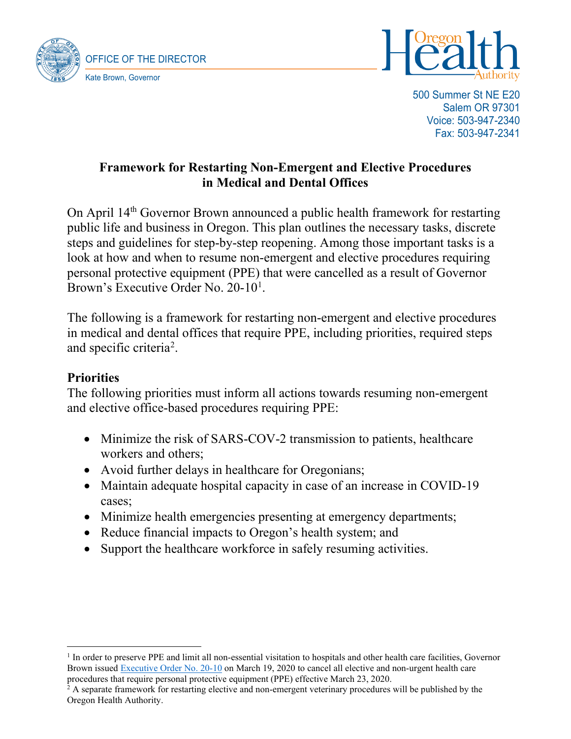OFFICE OF THE DIRECTOR

Kate Brown, Governor

Oregon Health Authority

500 Summer St NE E20
Salem OR 97301
Voice: 503-947-2340
Fax: 503-947-2341

# Framework for Restarting Non-Emergent and Elective Procedures in Medical and Dental Offices

On April 14th Governor Brown announced a public health framework for restarting public life and business in Oregon. This plan outlines the necessary tasks, discrete steps and guidelines for step-by-step reopening. Among those important tasks is a look at how and when to resume non-emergent and elective procedures requiring personal protective equipment (PPE) that were cancelled as a result of Governor Brown's Executive Order No. 20-10[1].

The following is a framework for restarting non-emergent and elective procedures in medical and dental offices that require PPE, including priorities, required steps and specific criteria[2].

## Priorities

The following priorities must inform all actions towards resuming non-emergent and elective office-based procedures requiring PPE:

- Minimize the risk of SARS-COV-2 transmission to patients, healthcare workers and others;
- Avoid further delays in healthcare for Oregonians;
- Maintain adequate hospital capacity in case of an increase in COVID-19 cases;
- Minimize health emergencies presenting at emergency departments;
- Reduce financial impacts to Oregon's health system; and
- Support the healthcare workforce in safely resuming activities.

---

[1] In order to preserve PPE and limit all non-essential visitation to hospitals and other health care facilities, Governor Brown issued Executive Order No. 20-10 on March 19, 2020 to cancel all elective and non-urgent health care procedures that require personal protective equipment (PPE) effective March 23, 2020.

[2] A separate framework for restarting elective and non-emergent veterinary procedures will be published by the Oregon Health Authority.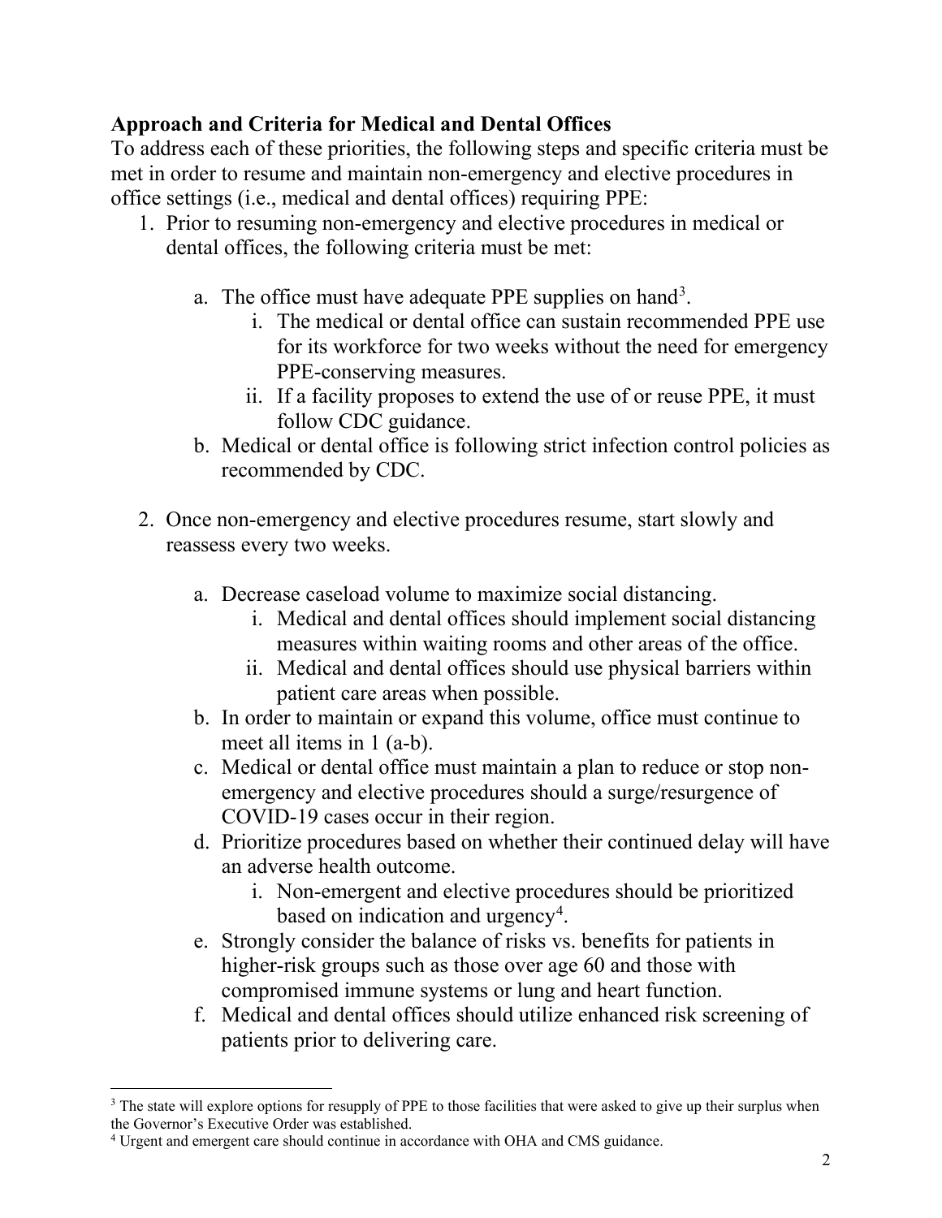**Approach and Criteria for Medical and Dental Offices**

To address each of these priorities, the following steps and specific criteria must be met in order to resume and maintain non-emergency and elective procedures in office settings (i.e., medical and dental offices) requiring PPE:

1. Prior to resuming non-emergency and elective procedures in medical or dental offices, the following criteria must be met:

    a. The office must have adequate PPE supplies on hand[3].
        i. The medical or dental office can sustain recommended PPE use for its workforce for two weeks without the need for emergency PPE-conserving measures.
        ii. If a facility proposes to extend the use of or reuse PPE, it must follow CDC guidance.

    b. Medical or dental office is following strict infection control policies as recommended by CDC.

2. Once non-emergency and elective procedures resume, start slowly and reassess every two weeks.

    a. Decrease caseload volume to maximize social distancing.
        i. Medical and dental offices should implement social distancing measures within waiting rooms and other areas of the office.
        ii. Medical and dental offices should use physical barriers within patient care areas when possible.

    b. In order to maintain or expand this volume, office must continue to meet all items in 1 (a-b).

    c. Medical or dental office must maintain a plan to reduce or stop non-emergency and elective procedures should a surge/resurgence of COVID-19 cases occur in their region.

    d. Prioritize procedures based on whether their continued delay will have an adverse health outcome.
        i. Non-emergent and elective procedures should be prioritized based on indication and urgency[4].

    e. Strongly consider the balance of risks vs. benefits for patients in higher-risk groups such as those over age 60 and those with compromised immune systems or lung and heart function.

    f. Medical and dental offices should utilize enhanced risk screening of patients prior to delivering care.

---

[3] The state will explore options for resupply of PPE to those facilities that were asked to give up their surplus when the Governor's Executive Order was established.

[4] Urgent and emergent care should continue in accordance with OHA and CMS guidance.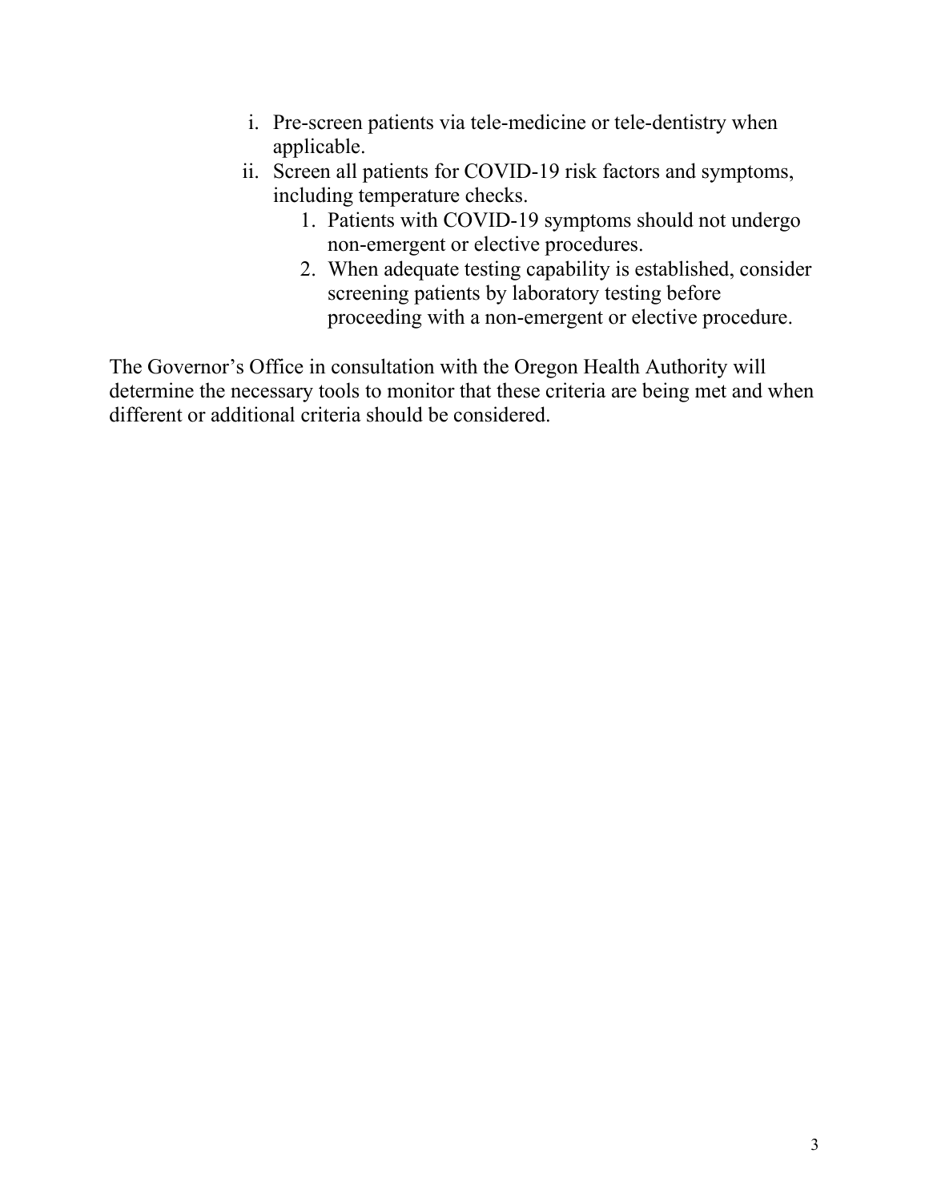i. Pre-screen patients via tele-medicine or tele-dentistry when applicable.
ii. Screen all patients for COVID-19 risk factors and symptoms, including temperature checks.
    1. Patients with COVID-19 symptoms should not undergo non-emergent or elective procedures.
    2. When adequate testing capability is established, consider screening patients by laboratory testing before proceeding with a non-emergent or elective procedure.

The Governor's Office in consultation with the Oregon Health Authority will determine the necessary tools to monitor that these criteria are being met and when different or additional criteria should be considered.